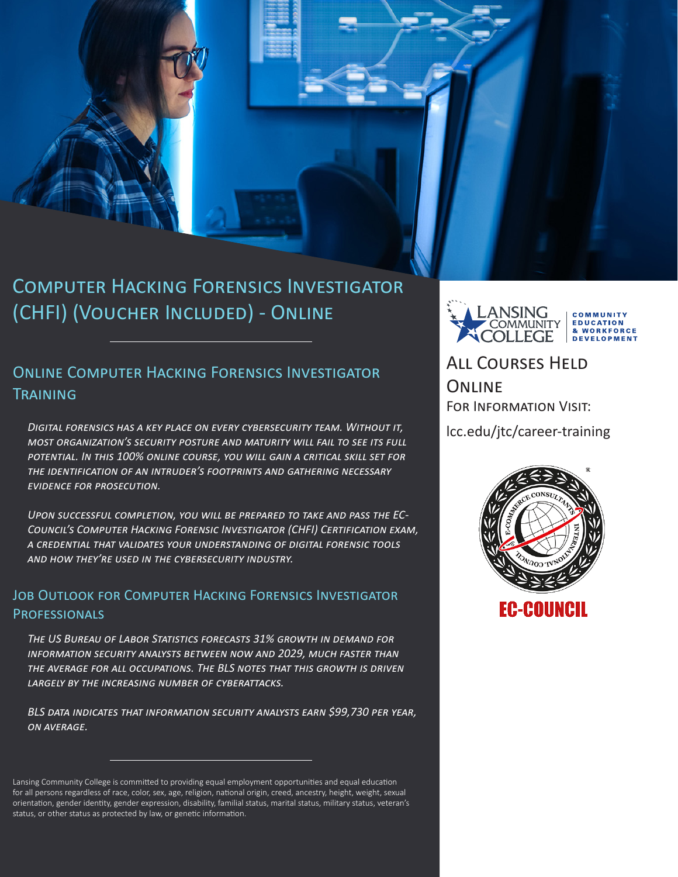# Computer Hacking Forensics Investigator (CHFI) (Voucher Included) - Online

## Online Computer Hacking Forensics Investigator Training

*Digital forensics has a key place on every cybersecurity team. Without it, most organization's security posture and maturity will fail to see its full potential. In this 100% online course, you will gain a critical skill set for the identification of an intruder's footprints and gathering necessary evidence for prosecution.*

*Upon successful completion, you will be prepared to take and pass the EC-Council's Computer Hacking Forensic Investigator (CHFI) Certification exam, a credential that validates your understanding of digital forensic tools and how they're used in the cybersecurity industry.*

## Job Outlook for Computer Hacking Forensics Investigator Professionals

*The US Bureau of Labor Statistics forecasts 31% growth in demand for information security analysts between now and 2029, much faster than the average for all occupations. The BLS notes that this growth is driven largely by the increasing number of cyberattacks.*

*BLS data indicates that information security analysts earn $99,730 per year, on average.*

Lansing Community College is committed to providing equal employment opportunities and equal education for all persons regardless of race, color, sex, age, religion, national origin, creed, ancestry, height, weight, sexual orientation, gender identity, gender expression, disability, familial status, marital status, military status, veteran's status, or other status as protected by law, or genetic information.

Lansing Community College — Community Education & Workforce Development

## All Courses Held Online

For Information Visit:

lcc.edu/jtc/career-training

EC-Council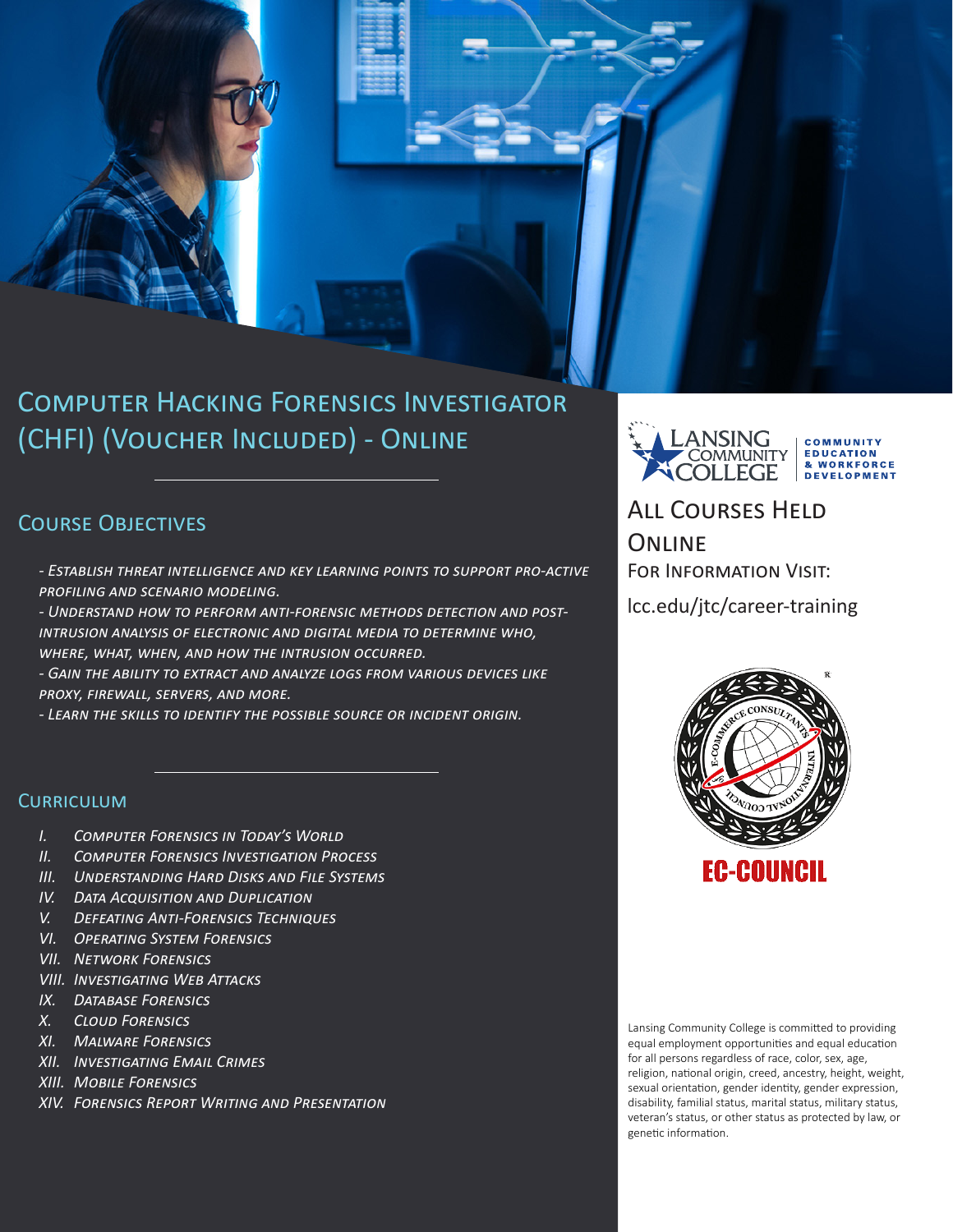# Computer Hacking Forensics Investigator (CHFI) (Voucher Included) - Online

## Course Objectives

- *Establish threat intelligence and key learning points to support pro-active profiling and scenario modeling.*
- *Understand how to perform anti-forensic methods detection and post-intrusion analysis of electronic and digital media to determine who, where, what, when, and how the intrusion occurred.*
- *Gain the ability to extract and analyze logs from various devices like proxy, firewall, servers, and more.*
- *Learn the skills to identify the possible source or incident origin.*

## Curriculum

- I. *Computer Forensics in Today's World*
- II. *Computer Forensics Investigation Process*
- III. *Understanding Hard Disks and File Systems*
- IV. *Data Acquisition and Duplication*
- V. *Defeating Anti-Forensics Techniques*
- VI. *Operating System Forensics*
- VII. *Network Forensics*
- VIII. *Investigating Web Attacks*
- IX. *Database Forensics*
- X. *Cloud Forensics*
- XI. *Malware Forensics*
- XII. *Investigating Email Crimes*
- XIII. *Mobile Forensics*
- XIV. *Forensics Report Writing and Presentation*

Lansing Community College — Community Education & Workforce Development

## All Courses Held Online

For Information Visit:

lcc.edu/jtc/career-training

EC-COUNCIL

Lansing Community College is committed to providing equal employment opportunities and equal education for all persons regardless of race, color, sex, age, religion, national origin, creed, ancestry, height, weight, sexual orientation, gender identity, gender expression, disability, familial status, marital status, military status, veteran's status, or other status as protected by law, or genetic information.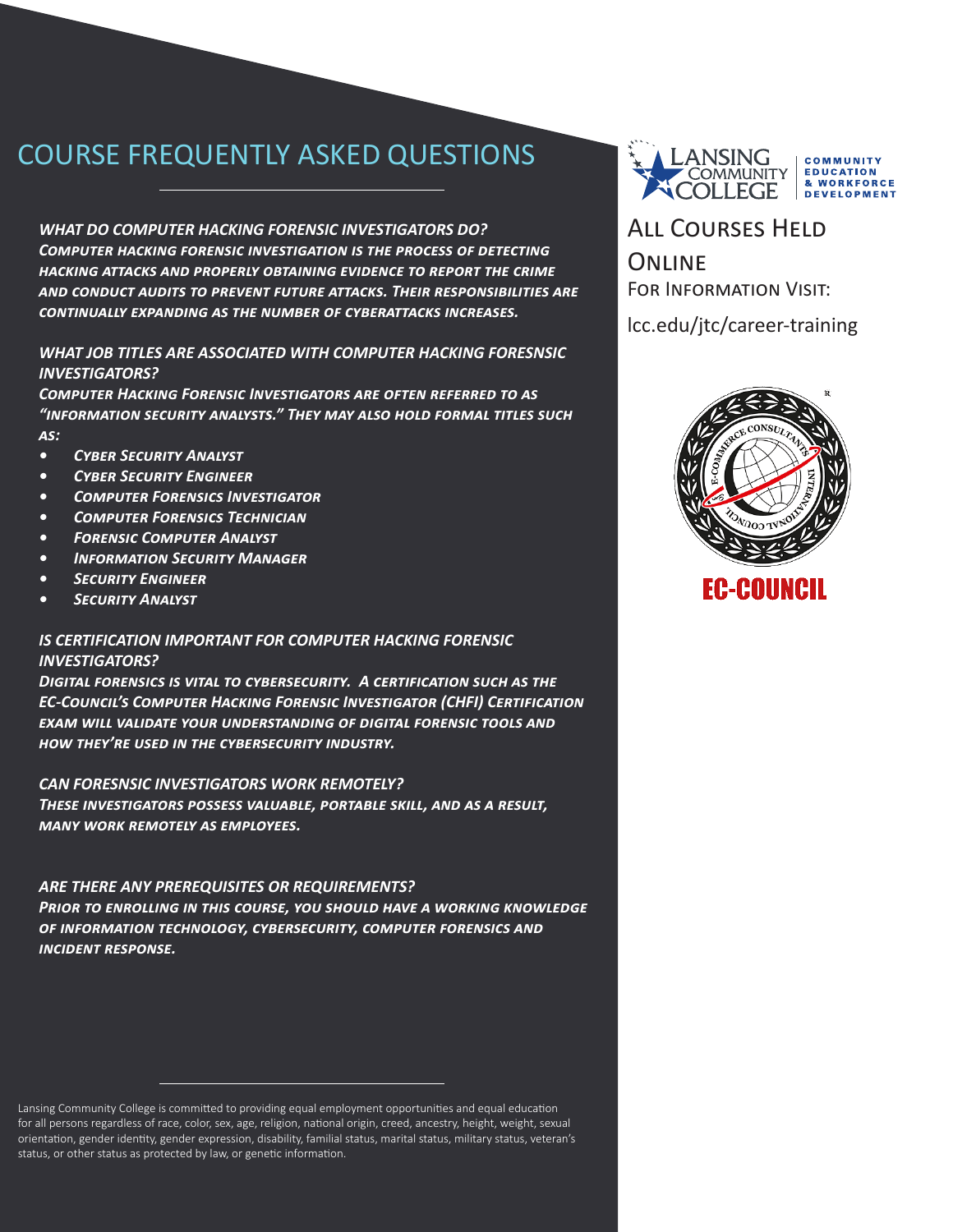# COURSE FREQUENTLY ASKED QUESTIONS

***WHAT DO COMPUTER HACKING FORENSIC INVESTIGATORS DO?***
***Computer hacking forensic investigation is the process of detecting hacking attacks and properly obtaining evidence to report the crime and conduct audits to prevent future attacks. Their responsibilities are continually expanding as the number of cyberattacks increases.***

***WHAT JOB TITLES ARE ASSOCIATED WITH COMPUTER HACKING FORESNSIC INVESTIGATORS?***
***Computer Hacking Forensic Investigators are often referred to as "information security analysts." They may also hold formal titles such as:***

- ***Cyber Security Analyst***
- ***Cyber Security Engineer***
- ***Computer Forensics Investigator***
- ***Computer Forensics Technician***
- ***Forensic Computer Analyst***
- ***Information Security Manager***
- ***Security Engineer***
- ***Security Analyst***

***IS CERTIFICATION IMPORTANT FOR COMPUTER HACKING FORENSIC INVESTIGATORS?***
***Digital forensics is vital to cybersecurity. A certification such as the EC-Council's Computer Hacking Forensic Investigator (CHFI) Certification exam will validate your understanding of digital forensic tools and how they're used in the cybersecurity industry.***

***CAN FORESNSIC INVESTIGATORS WORK REMOTELY?***
***These investigators possess valuable, portable skill, and as a result, many work remotely as employees.***

***ARE THERE ANY PREREQUISITES OR REQUIREMENTS?***
***Prior to enrolling in this course, you should have a working knowledge of information technology, cybersecurity, computer forensics and incident response.***

Lansing Community College is committed to providing equal employment opportunities and equal education for all persons regardless of race, color, sex, age, religion, national origin, creed, ancestry, height, weight, sexual orientation, gender identity, gender expression, disability, familial status, marital status, military status, veteran's status, or other status as protected by law, or genetic information.

LANSING COMMUNITY COLLEGE | COMMUNITY EDUCATION & WORKFORCE DEVELOPMENT

## All Courses Held Online

For Information Visit:

lcc.edu/jtc/career-training

EC-COUNCIL